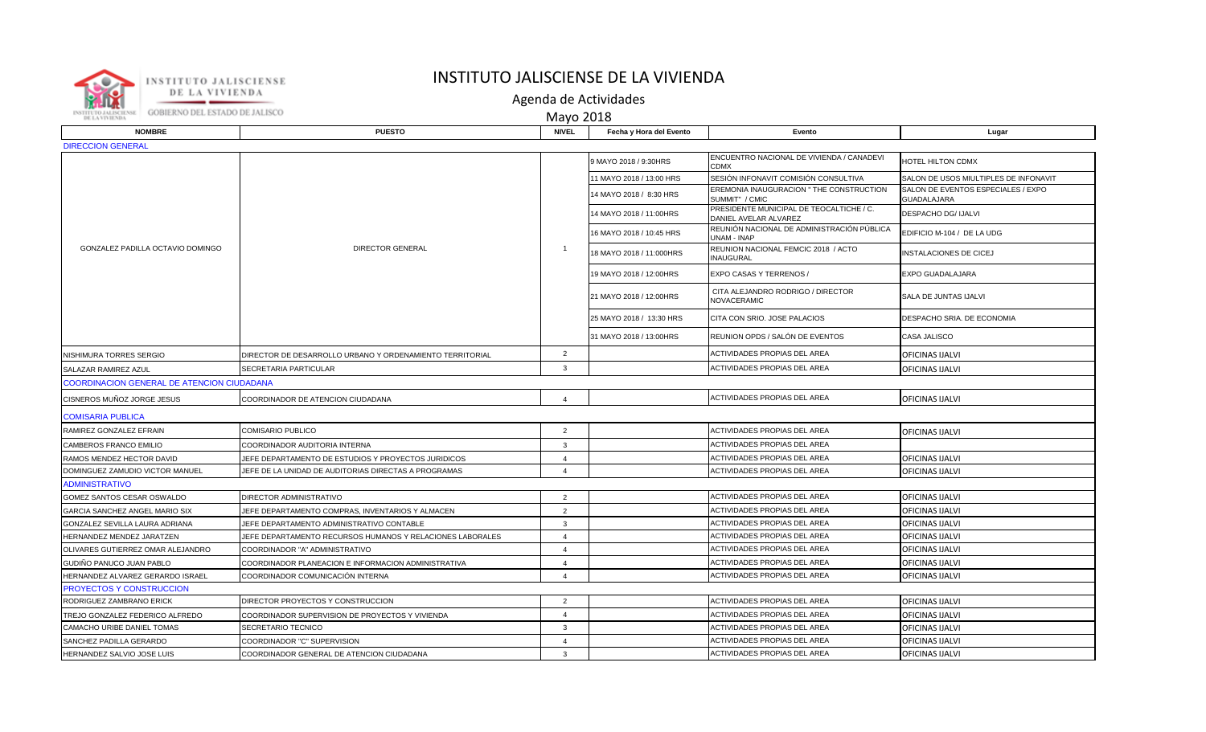# INSTITUTO JALISCIENSE DE LA VIVIENDA

## Agenda de Actividades

## Mayo 2018

| NOMBRE | PUESTO | NIVEL | Fecha y Hora del Evento | Evento | Lugar |
|---|---|---|---|---|---|
| DIRECCION GENERAL | | | | | |
| GONZALEZ PADILLA OCTAVIO DOMINGO | DIRECTOR GENERAL | 1 | 9 MAYO 2018 / 9:30HRS | ENCUENTRO NACIONAL DE VIVIENDA / CANADEVI CDMX | HOTEL HILTON CDMX |
| | | | 11 MAYO 2018 / 13:00 HRS | SESIÓN INFONAVIT COMISIÓN CONSULTIVA | SALON DE USOS MIULTIPLES DE INFONAVIT |
| | | | 14 MAYO 2018 / 8:30 HRS | EREMONIA INAUGURACION " THE CONSTRUCTION SUMMIT" / CMIC | SALON DE EVENTOS ESPECIALES / EXPO GUADALAJARA |
| | | | 14 MAYO 2018 / 11:00HRS | PRESIDENTE MUNICIPAL DE TEOCALTICHE / C. DANIEL AVELAR ALVAREZ | DESPACHO DG/ IJALVI |
| | | | 16 MAYO 2018 / 10:45 HRS | REUNIÓN NACIONAL DE ADMINISTRACIÓN PÚBLICA UNAM - INAP | EDIFICIO M-104 / DE LA UDG |
| | | | 18 MAYO 2018 / 11:000HRS | REUNION NACIONAL FEMCIC 2018 / ACTO INAUGURAL | INSTALACIONES DE CICEJ |
| | | | 19 MAYO 2018 / 12:00HRS | EXPO CASAS Y TERRENOS / | EXPO GUADALAJARA |
| | | | 21 MAYO 2018 / 12:00HRS | CITA ALEJANDRO RODRIGO / DIRECTOR NOVACERAMIC | SALA DE JUNTAS IJALVI |
| | | | 25 MAYO 2018 / 13:30 HRS | CITA CON SRIO. JOSE PALACIOS | DESPACHO SRIA. DE ECONOMIA |
| | | | 31 MAYO 2018 / 13:00HRS | REUNION OPDS / SALÓN DE EVENTOS | CASA JALISCO |
| NISHIMURA TORRES SERGIO | DIRECTOR DE DESARROLLO URBANO Y ORDENAMIENTO TERRITORIAL | 2 | | ACTIVIDADES PROPIAS DEL AREA | OFICINAS IJALVI |
| SALAZAR RAMIREZ AZUL | SECRETARIA PARTICULAR | 3 | | ACTIVIDADES PROPIAS DEL AREA | OFICINAS IJALVI |
| COORDINACION GENERAL DE ATENCION CIUDADANA | | | | | |
| CISNEROS MUÑOZ JORGE JESUS | COORDINADOR DE ATENCION CIUDADANA | 4 | | ACTIVIDADES PROPIAS DEL AREA | OFICINAS IJALVI |
| COMISARIA PUBLICA | | | | | |
| RAMIREZ GONZALEZ EFRAIN | COMISARIO PUBLICO | 2 | | ACTIVIDADES PROPIAS DEL AREA | OFICINAS IJALVI |
| CAMBEROS FRANCO EMILIO | COORDINADOR AUDITORIA INTERNA | 3 | | ACTIVIDADES PROPIAS DEL AREA | |
| RAMOS MENDEZ HECTOR DAVID | JEFE DEPARTAMENTO DE ESTUDIOS Y PROYECTOS JURIDICOS | 4 | | ACTIVIDADES PROPIAS DEL AREA | OFICINAS IJALVI |
| DOMINGUEZ ZAMUDIO VICTOR MANUEL | JEFE DE LA UNIDAD DE AUDITORIAS DIRECTAS A PROGRAMAS | 4 | | ACTIVIDADES PROPIAS DEL AREA | OFICINAS IJALVI |
| ADMINISTRATIVO | | | | | |
| GOMEZ SANTOS CESAR OSWALDO | DIRECTOR ADMINISTRATIVO | 2 | | ACTIVIDADES PROPIAS DEL AREA | OFICINAS IJALVI |
| GARCIA SANCHEZ ANGEL MARIO SIX | JEFE DEPARTAMENTO COMPRAS, INVENTARIOS Y ALMACEN | 2 | | ACTIVIDADES PROPIAS DEL AREA | OFICINAS IJALVI |
| GONZALEZ SEVILLA LAURA ADRIANA | JEFE DEPARTAMENTO ADMINISTRATIVO CONTABLE | 3 | | ACTIVIDADES PROPIAS DEL AREA | OFICINAS IJALVI |
| HERNANDEZ MENDEZ JARATZEN | JEFE DEPARTAMENTO RECURSOS HUMANOS Y RELACIONES LABORALES | 4 | | ACTIVIDADES PROPIAS DEL AREA | OFICINAS IJALVI |
| OLIVARES GUTIERREZ OMAR ALEJANDRO | COORDINADOR "A" ADMINISTRATIVO | 4 | | ACTIVIDADES PROPIAS DEL AREA | OFICINAS IJALVI |
| GUDIÑO PANUCO JUAN PABLO | COORDINADOR PLANEACION E INFORMACION ADMINISTRATIVA | 4 | | ACTIVIDADES PROPIAS DEL AREA | OFICINAS IJALVI |
| HERNANDEZ ALVAREZ GERARDO ISRAEL | COORDINADOR COMUNICACIÓN INTERNA | 4 | | ACTIVIDADES PROPIAS DEL AREA | OFICINAS IJALVI |
| PROYECTOS Y CONSTRUCCION | | | | | |
| RODRIGUEZ ZAMBRANO ERICK | DIRECTOR PROYECTOS Y CONSTRUCCION | 2 | | ACTIVIDADES PROPIAS DEL AREA | OFICINAS IJALVI |
| TREJO GONZALEZ FEDERICO ALFREDO | COORDINADOR SUPERVISION DE PROYECTOS Y VIVIENDA | 4 | | ACTIVIDADES PROPIAS DEL AREA | OFICINAS IJALVI |
| CAMACHO URIBE DANIEL TOMAS | SECRETARIO TECNICO | 3 | | ACTIVIDADES PROPIAS DEL AREA | OFICINAS IJALVI |
| SANCHEZ PADILLA GERARDO | COORDINADOR "C" SUPERVISION | 4 | | ACTIVIDADES PROPIAS DEL AREA | OFICINAS IJALVI |
| HERNANDEZ SALVIO JOSE LUIS | COORDINADOR GENERAL DE ATENCION CIUDADANA | 3 | | ACTIVIDADES PROPIAS DEL AREA | OFICINAS IJALVI |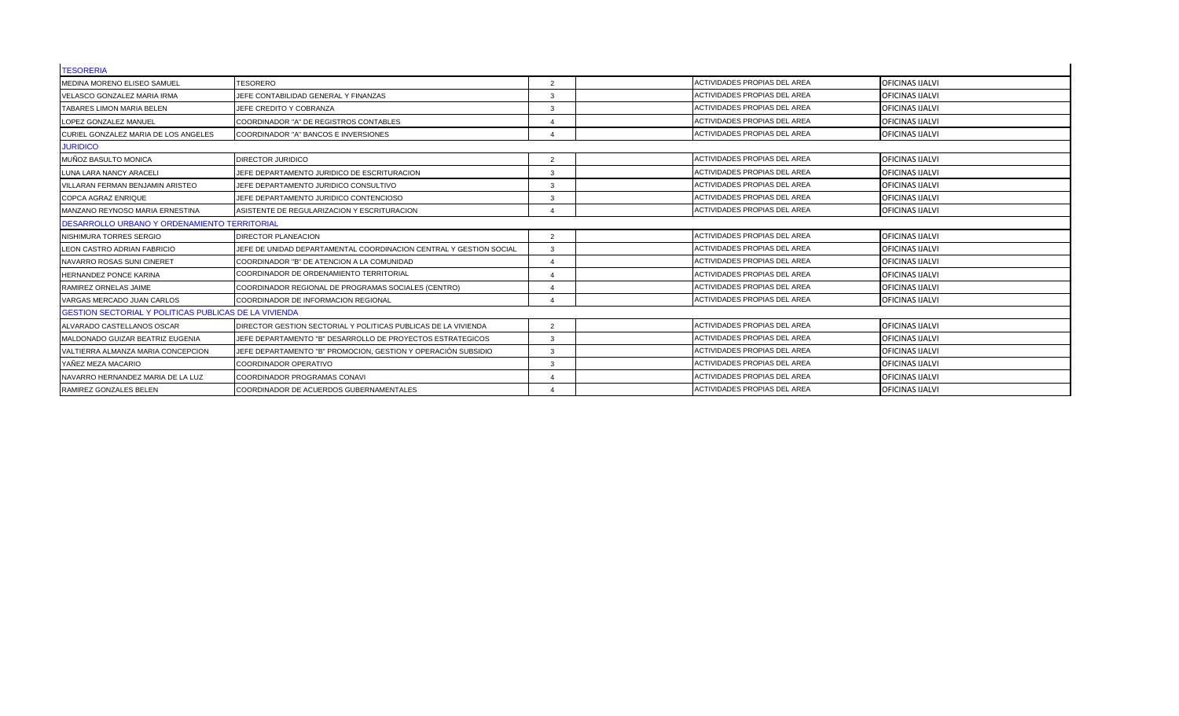| | | | | | |
|---|---|---|---|---|---|
| TESORERIA | | | | | |
| MEDINA MORENO ELISEO SAMUEL | TESORERO | 2 | | ACTIVIDADES PROPIAS DEL AREA | OFICINAS IJALVI |
| VELASCO GONZALEZ MARIA IRMA | JEFE CONTABILIDAD GENERAL Y FINANZAS | 3 | | ACTIVIDADES PROPIAS DEL AREA | OFICINAS IJALVI |
| TABARES LIMON MARIA BELEN | JEFE CREDITO Y COBRANZA | 3 | | ACTIVIDADES PROPIAS DEL AREA | OFICINAS IJALVI |
| LOPEZ GONZALEZ MANUEL | COORDINADOR "A" DE REGISTROS CONTABLES | 4 | | ACTIVIDADES PROPIAS DEL AREA | OFICINAS IJALVI |
| CURIEL GONZALEZ MARIA DE LOS ANGELES | COORDINADOR "A" BANCOS E INVERSIONES | 4 | | ACTIVIDADES PROPIAS DEL AREA | OFICINAS IJALVI |
| JURIDICO | | | | | |
| MUÑOZ BASULTO MONICA | DIRECTOR JURIDICO | 2 | | ACTIVIDADES PROPIAS DEL AREA | OFICINAS IJALVI |
| LUNA LARA NANCY ARACELI | JEFE DEPARTAMENTO JURIDICO DE ESCRITURACION | 3 | | ACTIVIDADES PROPIAS DEL AREA | OFICINAS IJALVI |
| VILLARAN FERMAN BENJAMIN ARISTEO | JEFE DEPARTAMENTO JURIDICO CONSULTIVO | 3 | | ACTIVIDADES PROPIAS DEL AREA | OFICINAS IJALVI |
| COPCA AGRAZ ENRIQUE | JEFE DEPARTAMENTO JURIDICO CONTENCIOSO | 3 | | ACTIVIDADES PROPIAS DEL AREA | OFICINAS IJALVI |
| MANZANO REYNOSO MARIA ERNESTINA | ASISTENTE DE REGULARIZACION Y ESCRITURACION | 4 | | ACTIVIDADES PROPIAS DEL AREA | OFICINAS IJALVI |
| DESARROLLO URBANO Y ORDENAMIENTO TERRITORIAL | | | | | |
| NISHIMURA TORRES SERGIO | DIRECTOR PLANEACION | 2 | | ACTIVIDADES PROPIAS DEL AREA | OFICINAS IJALVI |
| LEON CASTRO ADRIAN FABRICIO | JEFE DE UNIDAD DEPARTAMENTAL COORDINACION CENTRAL Y GESTION SOCIAL | 3 | | ACTIVIDADES PROPIAS DEL AREA | OFICINAS IJALVI |
| NAVARRO ROSAS SUNI CINERET | COORDINADOR "B" DE ATENCION A LA COMUNIDAD | 4 | | ACTIVIDADES PROPIAS DEL AREA | OFICINAS IJALVI |
| HERNANDEZ PONCE KARINA | COORDINADOR DE ORDENAMIENTO TERRITORIAL | 4 | | ACTIVIDADES PROPIAS DEL AREA | OFICINAS IJALVI |
| RAMIREZ ORNELAS JAIME | COORDINADOR REGIONAL DE PROGRAMAS SOCIALES (CENTRO) | 4 | | ACTIVIDADES PROPIAS DEL AREA | OFICINAS IJALVI |
| VARGAS MERCADO JUAN CARLOS | COORDINADOR DE INFORMACION REGIONAL | 4 | | ACTIVIDADES PROPIAS DEL AREA | OFICINAS IJALVI |
| GESTION SECTORIAL Y POLITICAS PUBLICAS DE LA VIVIENDA | | | | | |
| ALVARADO CASTELLANOS OSCAR | DIRECTOR GESTION SECTORIAL Y POLITICAS PUBLICAS DE LA VIVIENDA | 2 | | ACTIVIDADES PROPIAS DEL AREA | OFICINAS IJALVI |
| MALDONADO GUIZAR BEATRIZ EUGENIA | JEFE DEPARTAMENTO "B" DESARROLLO DE PROYECTOS ESTRATEGICOS | 3 | | ACTIVIDADES PROPIAS DEL AREA | OFICINAS IJALVI |
| VALTIERRA ALMANZA MARIA CONCEPCION | JEFE DEPARTAMENTO "B" PROMOCION, GESTION Y OPERACIÓN SUBSIDIO | 3 | | ACTIVIDADES PROPIAS DEL AREA | OFICINAS IJALVI |
| YAÑEZ MEZA MACARIO | COORDINADOR OPERATIVO | 3 | | ACTIVIDADES PROPIAS DEL AREA | OFICINAS IJALVI |
| NAVARRO HERNANDEZ MARIA DE LA LUZ | COORDINADOR PROGRAMAS CONAVI | 4 | | ACTIVIDADES PROPIAS DEL AREA | OFICINAS IJALVI |
| RAMIREZ GONZALES BELEN | COORDINADOR DE ACUERDOS GUBERNAMENTALES | 4 | | ACTIVIDADES PROPIAS DEL AREA | OFICINAS IJALVI |